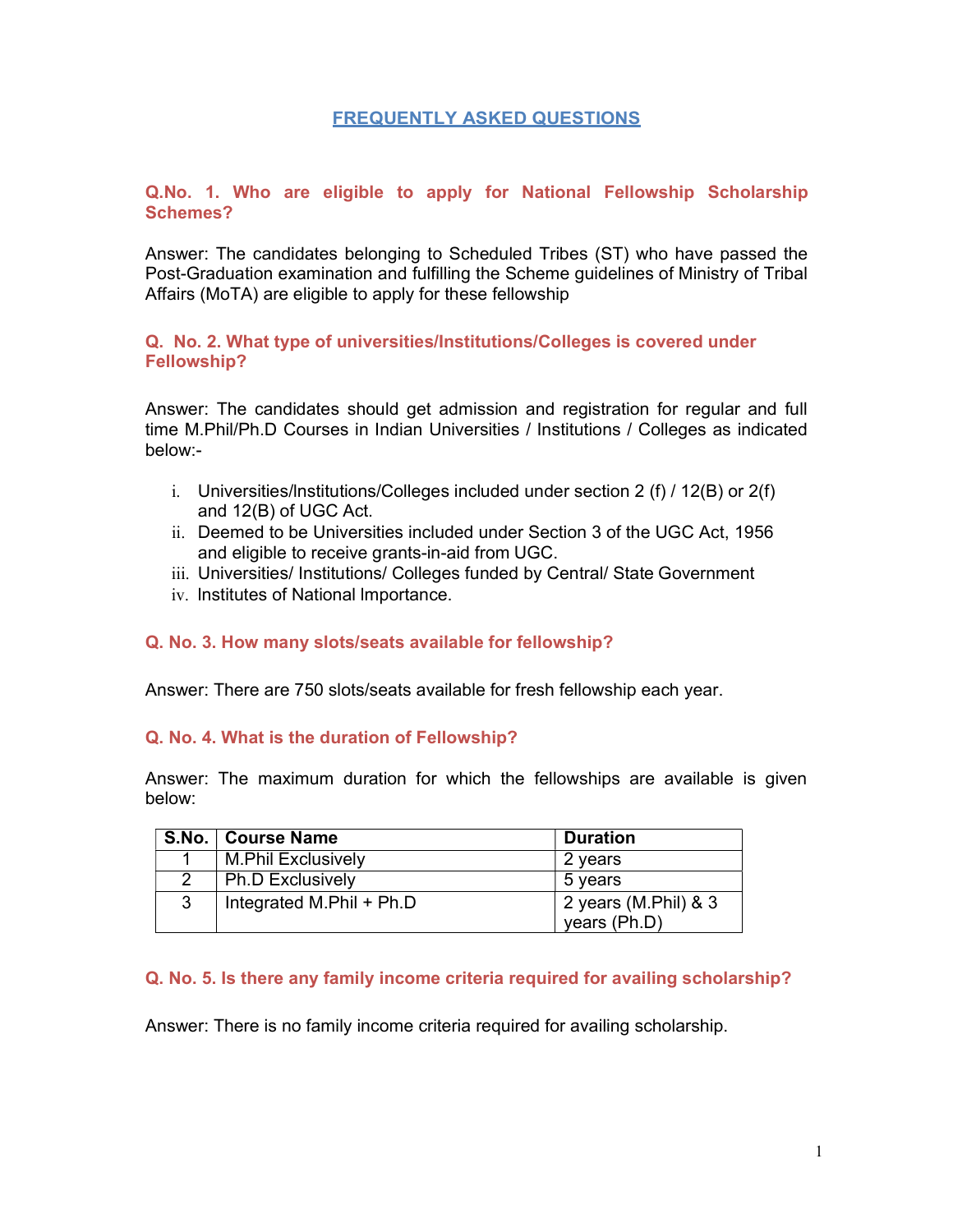# FREQUENTLY ASKED QUESTIONS

### Q.No. 1. Who are eligible to apply for National Fellowship Scholarship Schemes?

Answer: The candidates belonging to Scheduled Tribes (ST) who have passed the Post-Graduation examination and fulfilling the Scheme guidelines of Ministry of Tribal Affairs (MoTA) are eligible to apply for these fellowship

### Q. No. 2. What type of universities/Institutions/Colleges is covered under Fellowship?

Answer: The candidates should get admission and registration for regular and full time M.Phil/Ph.D Courses in Indian Universities / Institutions / Colleges as indicated below:-

i. Universities/Institutions/Colleges included under section 2 (f) / 12(B) or 2(f) and 12(B) of UGC Act.
ii. Deemed to be Universities included under Section 3 of the UGC Act, 1956 and eligible to receive grants-in-aid from UGC.
iii. Universities/ Institutions/ Colleges funded by Central/ State Government
iv. Institutes of National Importance.

### Q. No. 3. How many slots/seats available for fellowship?

Answer: There are 750 slots/seats available for fresh fellowship each year.

### Q. No. 4. What is the duration of Fellowship?

Answer: The maximum duration for which the fellowships are available is given below:

| S.No. | Course Name | Duration |
|---|---|---|
| 1 | M.Phil Exclusively | 2 years |
| 2 | Ph.D Exclusively | 5 years |
| 3 | Integrated M.Phil + Ph.D | 2 years (M.Phil) & 3 years (Ph.D) |

### Q. No. 5. Is there any family income criteria required for availing scholarship?

Answer: There is no family income criteria required for availing scholarship.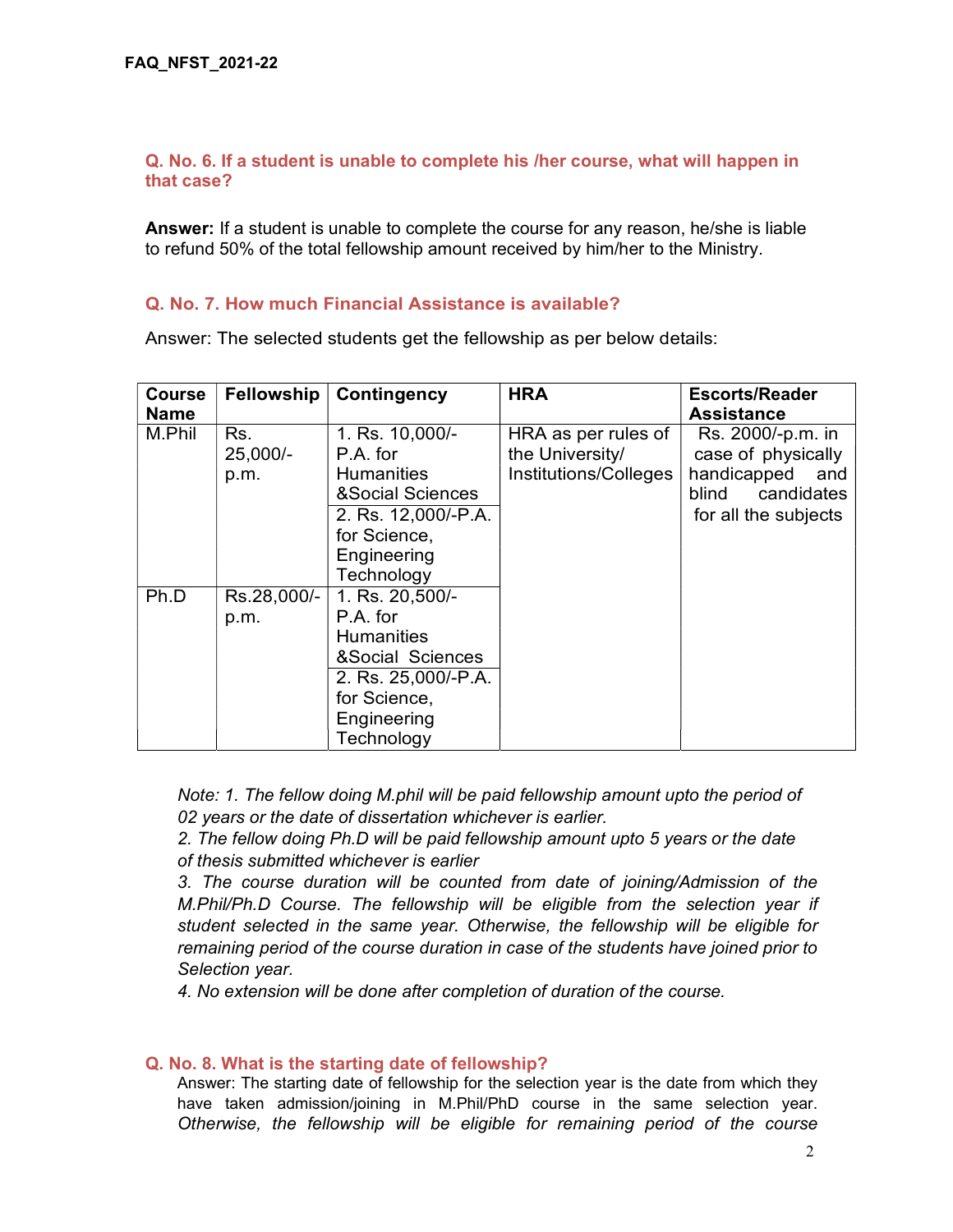### Q. No. 6. If a student is unable to complete his /her course, what will happen in that case?

**Answer:** If a student is unable to complete the course for any reason, he/she is liable to refund 50% of the total fellowship amount received by him/her to the Ministry.

### Q. No. 7. How much Financial Assistance is available?

Answer: The selected students get the fellowship as per below details:

| Course Name | Fellowship | Contingency | HRA | Escorts/Reader Assistance |
|---|---|---|---|---|
| M.Phil | Rs. 25,000/- p.m. | 1. Rs. 10,000/- P.A. for Humanities &Social Sciences | HRA as per rules of the University/ Institutions/Colleges | Rs. 2000/-p.m. in case of physically handicapped and blind candidates for all the subjects |
| | | 2. Rs. 12,000/-P.A. for Science, Engineering Technology | | |
| Ph.D | Rs.28,000/- p.m. | 1. Rs. 20,500/- P.A. for Humanities &Social Sciences | | |
| | | 2. Rs. 25,000/-P.A. for Science, Engineering Technology | | |

*Note: 1. The fellow doing M.phil will be paid fellowship amount upto the period of 02 years or the date of dissertation whichever is earlier.*

*2. The fellow doing Ph.D will be paid fellowship amount upto 5 years or the date of thesis submitted whichever is earlier*

*3. The course duration will be counted from date of joining/Admission of the M.Phil/Ph.D Course. The fellowship will be eligible from the selection year if student selected in the same year. Otherwise, the fellowship will be eligible for remaining period of the course duration in case of the students have joined prior to Selection year.*

*4. No extension will be done after completion of duration of the course.*

### Q. No. 8. What is the starting date of fellowship?

Answer: The starting date of fellowship for the selection year is the date from which they have taken admission/joining in M.Phil/PhD course in the same selection year. *Otherwise, the fellowship will be eligible for remaining period of the course*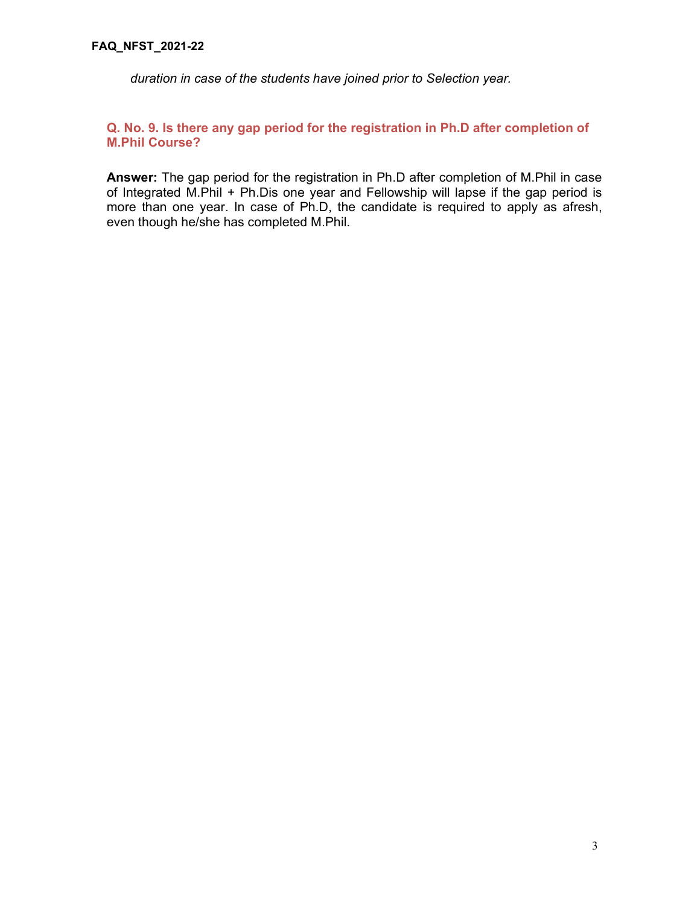*duration in case of the students have joined prior to Selection year.*

### Q. No. 9. Is there any gap period for the registration in Ph.D after completion of M.Phil Course?

**Answer:** The gap period for the registration in Ph.D after completion of M.Phil in case of Integrated M.Phil + Ph.Dis one year and Fellowship will lapse if the gap period is more than one year. In case of Ph.D, the candidate is required to apply as afresh, even though he/she has completed M.Phil.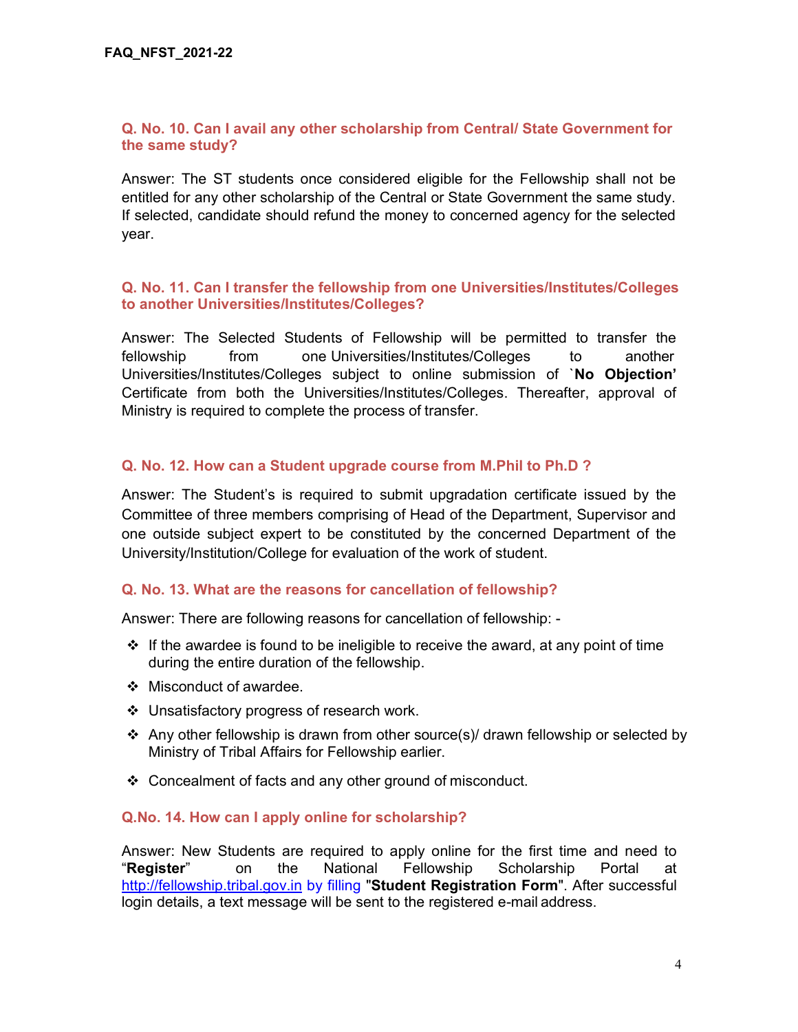### Q. No. 10. Can I avail any other scholarship from Central/ State Government for the same study?

Answer: The ST students once considered eligible for the Fellowship shall not be entitled for any other scholarship of the Central or State Government the same study. If selected, candidate should refund the money to concerned agency for the selected year.

### Q. No. 11. Can I transfer the fellowship from one Universities/Institutes/Colleges to another Universities/Institutes/Colleges?

Answer: The Selected Students of Fellowship will be permitted to transfer the fellowship from one Universities/Institutes/Colleges to another Universities/Institutes/Colleges subject to online submission of `**No Objection'** Certificate from both the Universities/Institutes/Colleges. Thereafter, approval of Ministry is required to complete the process of transfer.

### Q. No. 12. How can a Student upgrade course from M.Phil to Ph.D ?

Answer: The Student's is required to submit upgradation certificate issued by the Committee of three members comprising of Head of the Department, Supervisor and one outside subject expert to be constituted by the concerned Department of the University/Institution/College for evaluation of the work of student.

### Q. No. 13. What are the reasons for cancellation of fellowship?

Answer: There are following reasons for cancellation of fellowship: -

- If the awardee is found to be ineligible to receive the award, at any point of time during the entire duration of the fellowship.
- Misconduct of awardee.
- Unsatisfactory progress of research work.
- Any other fellowship is drawn from other source(s)/ drawn fellowship or selected by Ministry of Tribal Affairs for Fellowship earlier.
- Concealment of facts and any other ground of misconduct.

### Q.No. 14. How can I apply online for scholarship?

Answer: New Students are required to apply online for the first time and need to "**Register**" on the National Fellowship Scholarship Portal at http://fellowship.tribal.gov.in by filling "**Student Registration Form**". After successful login details, a text message will be sent to the registered e-mail address.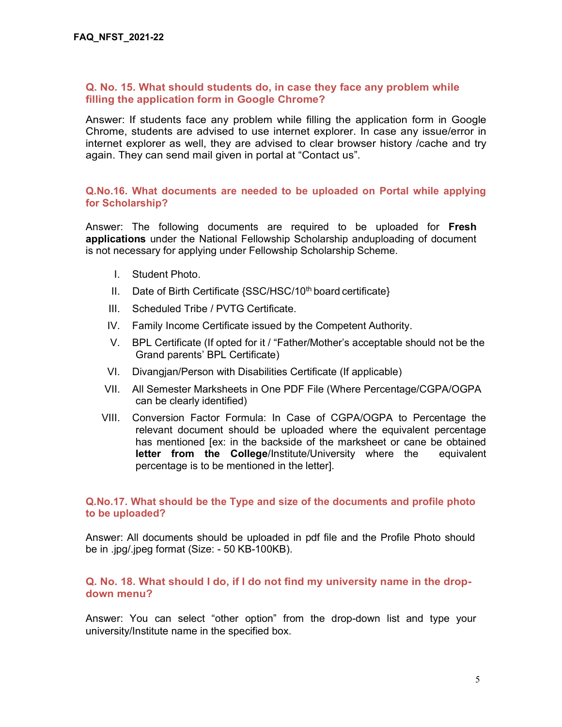### Q. No. 15. What should students do, in case they face any problem while filling the application form in Google Chrome?

Answer: If students face any problem while filling the application form in Google Chrome, students are advised to use internet explorer. In case any issue/error in internet explorer as well, they are advised to clear browser history /cache and try again. They can send mail given in portal at "Contact us".

### Q.No.16. What documents are needed to be uploaded on Portal while applying for Scholarship?

Answer: The following documents are required to be uploaded for **Fresh applications** under the National Fellowship Scholarship anduploading of document is not necessary for applying under Fellowship Scholarship Scheme.

I. Student Photo.

II. Date of Birth Certificate {SSC/HSC/10th board certificate}

III. Scheduled Tribe / PVTG Certificate.

IV. Family Income Certificate issued by the Competent Authority.

V. BPL Certificate (If opted for it / "Father/Mother's acceptable should not be the Grand parents' BPL Certificate)

VI. Divangjan/Person with Disabilities Certificate (If applicable)

VII. All Semester Marksheets in One PDF File (Where Percentage/CGPA/OGPA can be clearly identified)

VIII. Conversion Factor Formula: In Case of CGPA/OGPA to Percentage the relevant document should be uploaded where the equivalent percentage has mentioned [ex: in the backside of the marksheet or cane be obtained **letter from the College**/Institute/University where the equivalent percentage is to be mentioned in the letter].

### Q.No.17. What should be the Type and size of the documents and profile photo to be uploaded?

Answer: All documents should be uploaded in pdf file and the Profile Photo should be in .jpg/.jpeg format (Size: - 50 KB-100KB).

### Q. No. 18. What should I do, if I do not find my university name in the drop-down menu?

Answer: You can select "other option" from the drop-down list and type your university/Institute name in the specified box.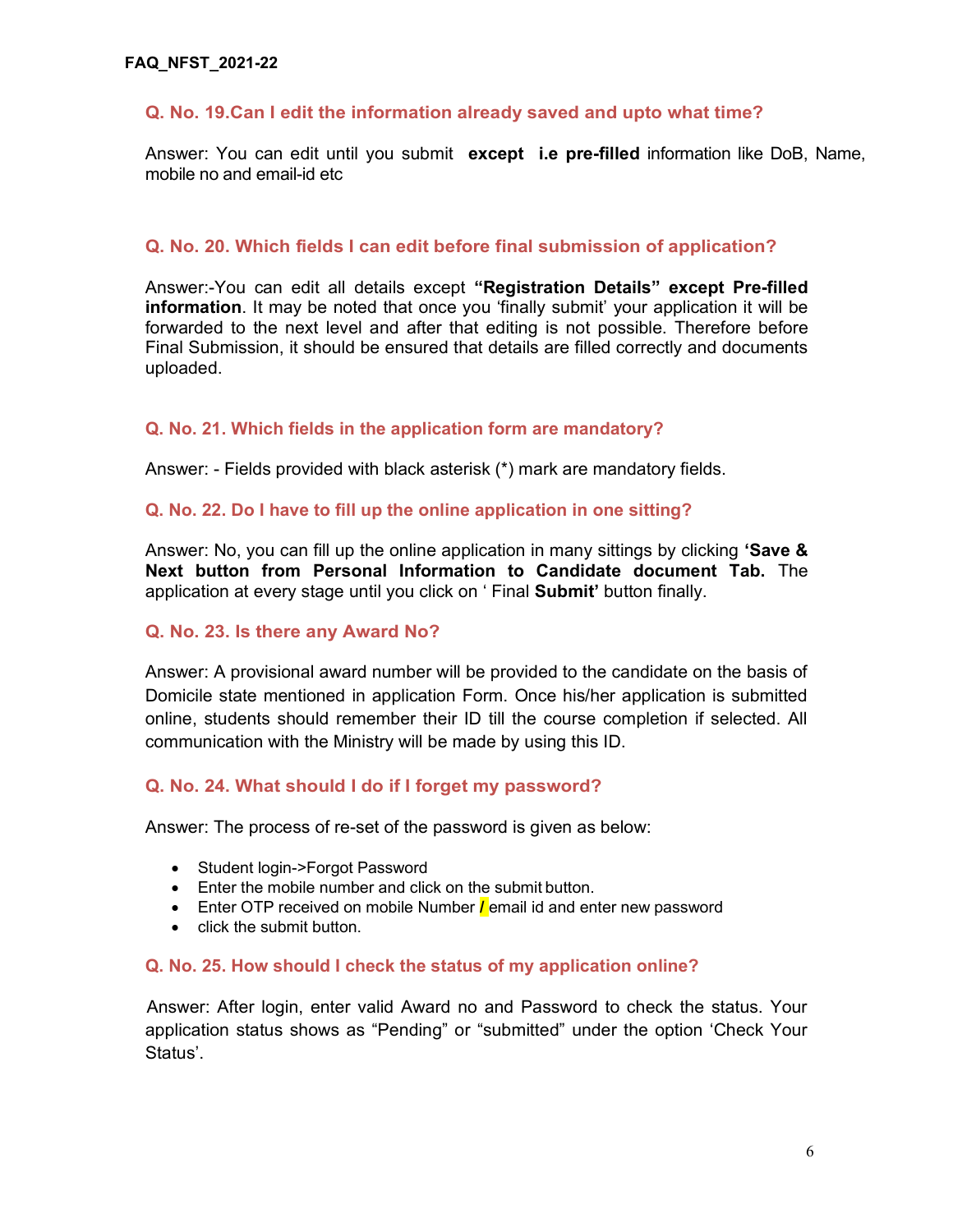### Q. No. 19.Can I edit the information already saved and upto what time?

Answer: You can edit until you submit **except i.e pre-filled** information like DoB, Name, mobile no and email-id etc

### Q. No. 20. Which fields I can edit before final submission of application?

Answer:-You can edit all details except **"Registration Details" except Pre-filled information**. It may be noted that once you 'finally submit' your application it will be forwarded to the next level and after that editing is not possible. Therefore before Final Submission, it should be ensured that details are filled correctly and documents uploaded.

### Q. No. 21. Which fields in the application form are mandatory?

Answer: - Fields provided with black asterisk (*) mark are mandatory fields.

### Q. No. 22. Do I have to fill up the online application in one sitting?

Answer: No, you can fill up the online application in many sittings by clicking **'Save & Next button from Personal Information to Candidate document Tab.** The application at every stage until you click on ' Final **Submit'** button finally.

### Q. No. 23. Is there any Award No?

Answer: A provisional award number will be provided to the candidate on the basis of Domicile state mentioned in application Form. Once his/her application is submitted online, students should remember their ID till the course completion if selected. All communication with the Ministry will be made by using this ID.

### Q. No. 24. What should I do if I forget my password?

Answer: The process of re-set of the password is given as below:

- Student login->Forgot Password
- Enter the mobile number and click on the submit button.
- Enter OTP received on mobile Number / email id and enter new password
- click the submit button.

### Q. No. 25. How should I check the status of my application online?

Answer: After login, enter valid Award no and Password to check the status. Your application status shows as "Pending" or "submitted" under the option 'Check Your Status'.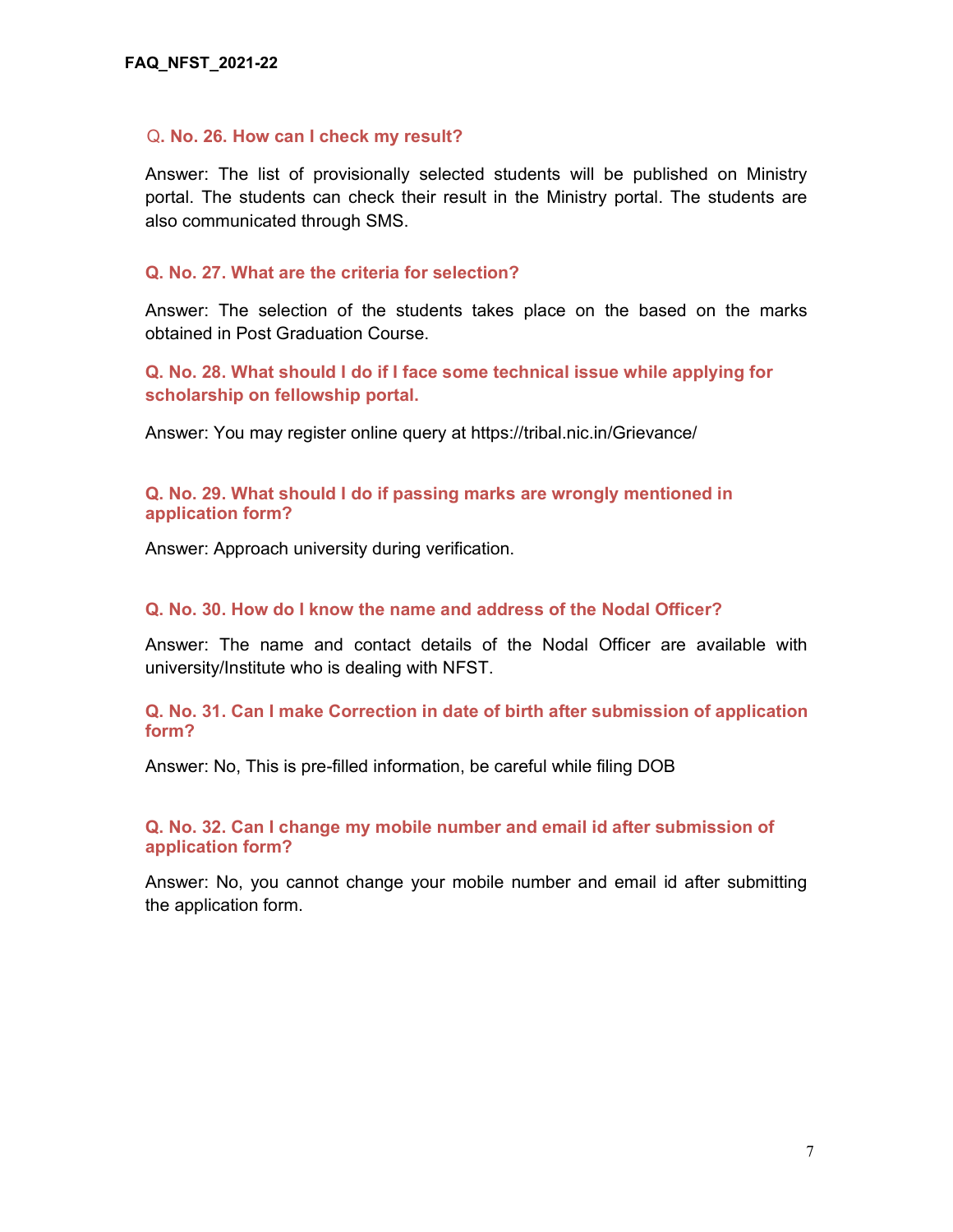### Q. No. 26. How can I check my result?

Answer: The list of provisionally selected students will be published on Ministry portal. The students can check their result in the Ministry portal. The students are also communicated through SMS.

### Q. No. 27. What are the criteria for selection?

Answer: The selection of the students takes place on the based on the marks obtained in Post Graduation Course.

### Q. No. 28. What should I do if I face some technical issue while applying for scholarship on fellowship portal.

Answer: You may register online query at https://tribal.nic.in/Grievance/

### Q. No. 29. What should I do if passing marks are wrongly mentioned in application form?

Answer: Approach university during verification.

### Q. No. 30. How do I know the name and address of the Nodal Officer?

Answer: The name and contact details of the Nodal Officer are available with university/Institute who is dealing with NFST.

### Q. No. 31. Can I make Correction in date of birth after submission of application form?

Answer: No, This is pre-filled information, be careful while filing DOB

### Q. No. 32. Can I change my mobile number and email id after submission of application form?

Answer: No, you cannot change your mobile number and email id after submitting the application form.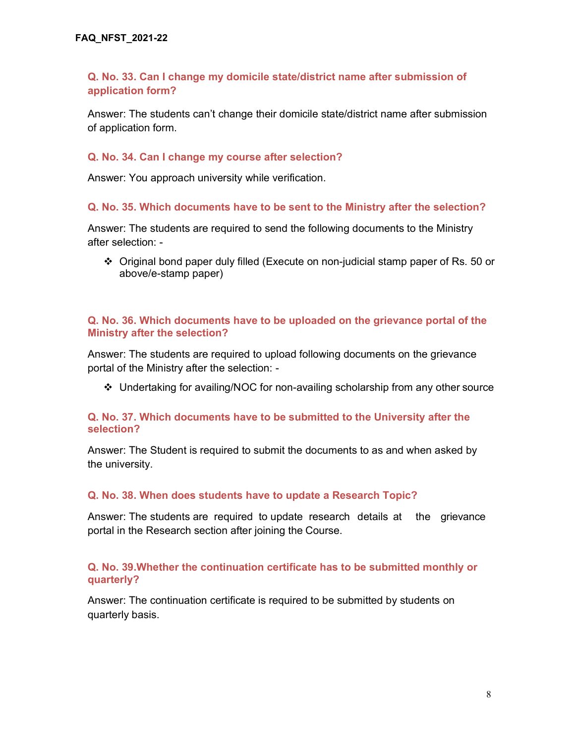### Q. No. 33. Can I change my domicile state/district name after submission of application form?

Answer: The students can't change their domicile state/district name after submission of application form.

### Q. No. 34. Can I change my course after selection?

Answer: You approach university while verification.

### Q. No. 35. Which documents have to be sent to the Ministry after the selection?

Answer: The students are required to send the following documents to the Ministry after selection: -

- Original bond paper duly filled (Execute on non-judicial stamp paper of Rs. 50 or above/e-stamp paper)

### Q. No. 36. Which documents have to be uploaded on the grievance portal of the Ministry after the selection?

Answer: The students are required to upload following documents on the grievance portal of the Ministry after the selection: -

- Undertaking for availing/NOC for non-availing scholarship from any other source

### Q. No. 37. Which documents have to be submitted to the University after the selection?

Answer: The Student is required to submit the documents to as and when asked by the university.

### Q. No. 38. When does students have to update a Research Topic?

Answer: The students are required to update research details at the grievance portal in the Research section after joining the Course.

### Q. No. 39.Whether the continuation certificate has to be submitted monthly or quarterly?

Answer: The continuation certificate is required to be submitted by students on quarterly basis.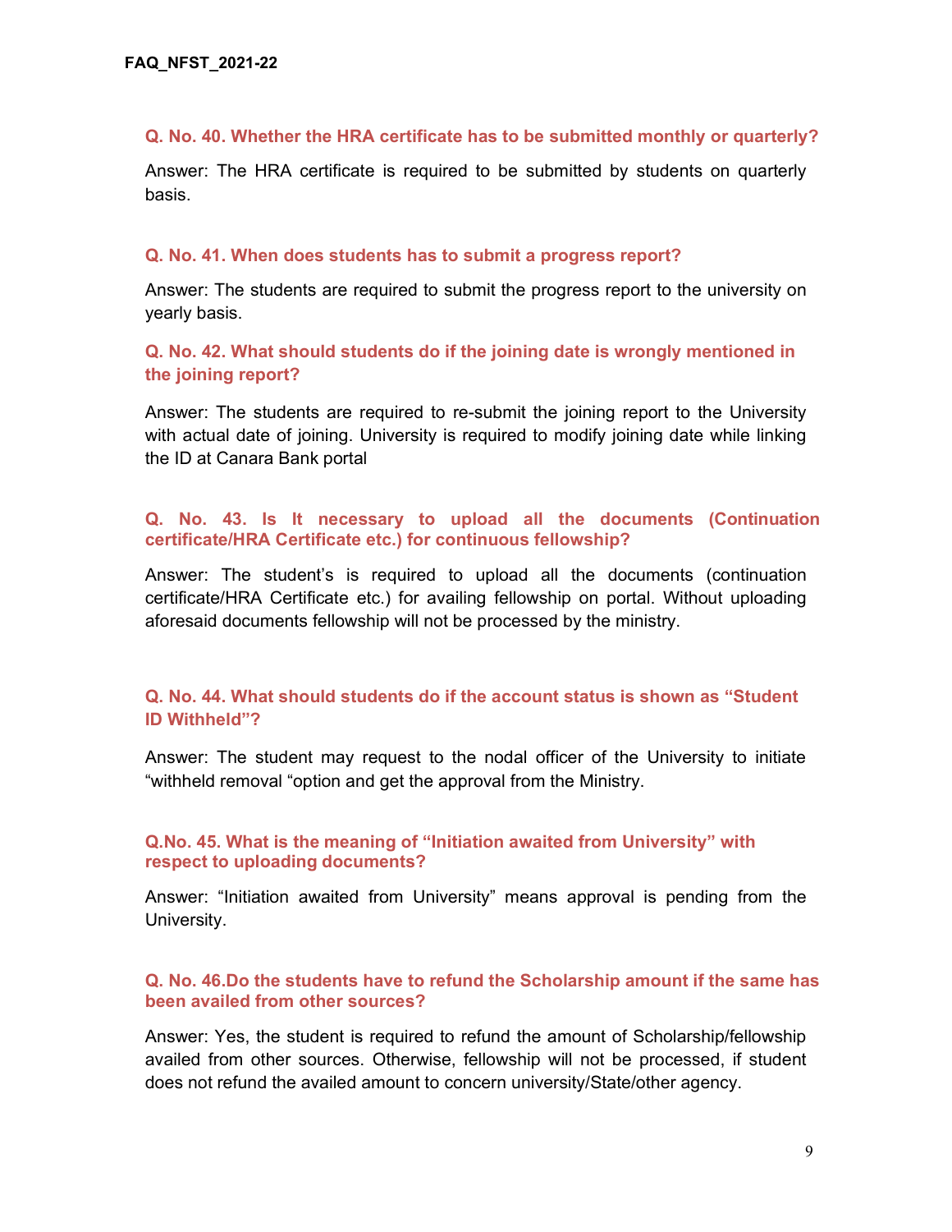**Q. No. 40. Whether the HRA certificate has to be submitted monthly or quarterly?**

Answer: The HRA certificate is required to be submitted by students on quarterly basis.

**Q. No. 41. When does students has to submit a progress report?**

Answer: The students are required to submit the progress report to the university on yearly basis.

**Q. No. 42. What should students do if the joining date is wrongly mentioned in the joining report?**

Answer: The students are required to re-submit the joining report to the University with actual date of joining. University is required to modify joining date while linking the ID at Canara Bank portal

**Q. No. 43. Is It necessary to upload all the documents (Continuation certificate/HRA Certificate etc.) for continuous fellowship?**

Answer: The student's is required to upload all the documents (continuation certificate/HRA Certificate etc.) for availing fellowship on portal. Without uploading aforesaid documents fellowship will not be processed by the ministry.

**Q. No. 44. What should students do if the account status is shown as "Student ID Withheld"?**

Answer: The student may request to the nodal officer of the University to initiate "withheld removal "option and get the approval from the Ministry.

**Q.No. 45. What is the meaning of "Initiation awaited from University" with respect to uploading documents?**

Answer: "Initiation awaited from University" means approval is pending from the University.

**Q. No. 46.Do the students have to refund the Scholarship amount if the same has been availed from other sources?**

Answer: Yes, the student is required to refund the amount of Scholarship/fellowship availed from other sources. Otherwise, fellowship will not be processed, if student does not refund the availed amount to concern university/State/other agency.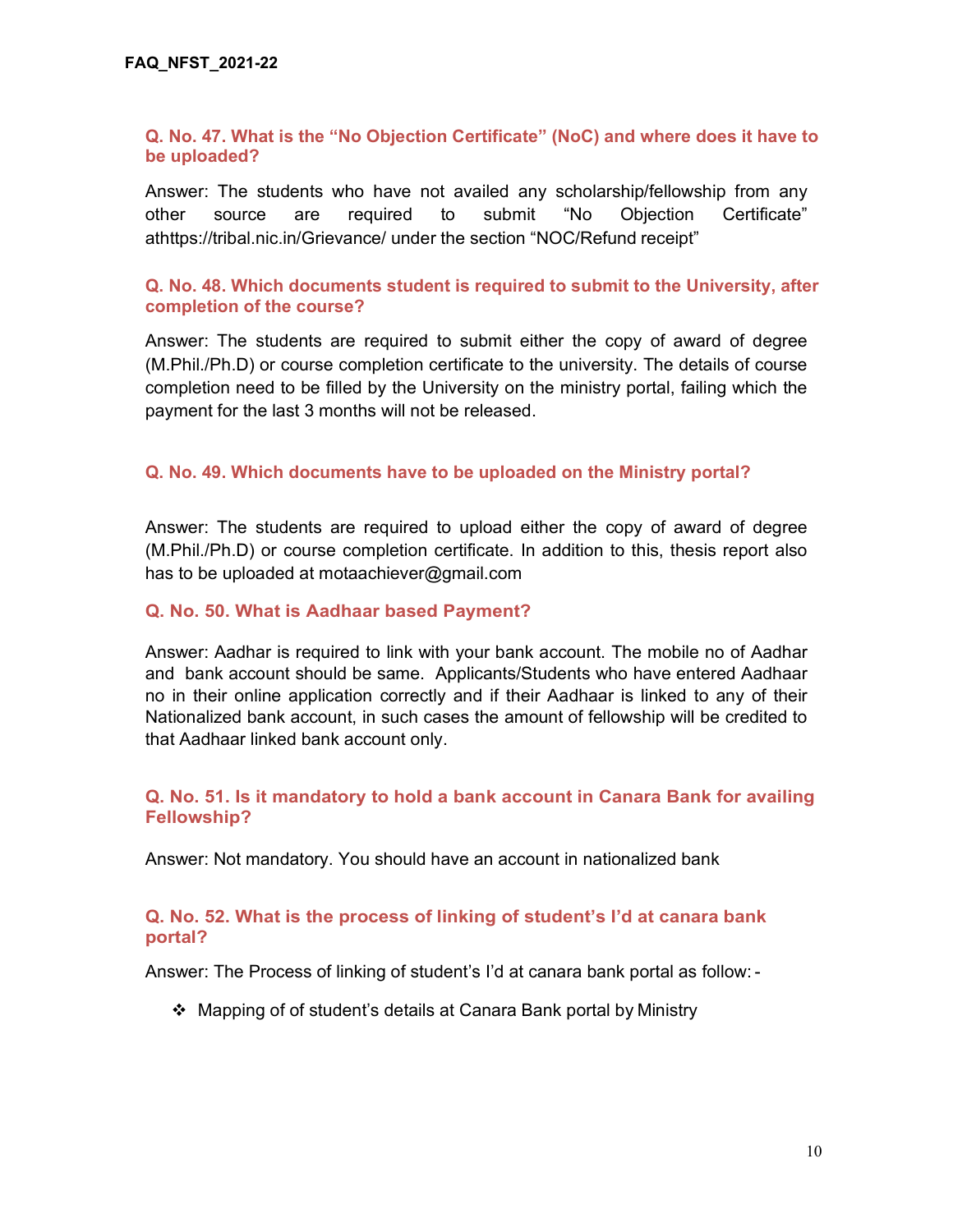**Q. No. 47. What is the "No Objection Certificate" (NoC) and where does it have to be uploaded?**

Answer: The students who have not availed any scholarship/fellowship from any other source are required to submit "No Objection Certificate" athttps://tribal.nic.in/Grievance/ under the section "NOC/Refund receipt"

**Q. No. 48. Which documents student is required to submit to the University, after completion of the course?**

Answer: The students are required to submit either the copy of award of degree (M.Phil./Ph.D) or course completion certificate to the university. The details of course completion need to be filled by the University on the ministry portal, failing which the payment for the last 3 months will not be released.

**Q. No. 49. Which documents have to be uploaded on the Ministry portal?**

Answer: The students are required to upload either the copy of award of degree (M.Phil./Ph.D) or course completion certificate. In addition to this, thesis report also has to be uploaded at motaachiever@gmail.com

**Q. No. 50. What is Aadhaar based Payment?**

Answer: Aadhar is required to link with your bank account. The mobile no of Aadhar and bank account should be same. Applicants/Students who have entered Aadhaar no in their online application correctly and if their Aadhaar is linked to any of their Nationalized bank account, in such cases the amount of fellowship will be credited to that Aadhaar linked bank account only.

**Q. No. 51. Is it mandatory to hold a bank account in Canara Bank for availing Fellowship?**

Answer: Not mandatory. You should have an account in nationalized bank

**Q. No. 52. What is the process of linking of student's I'd at canara bank portal?**

Answer: The Process of linking of student's I'd at canara bank portal as follow: -

- Mapping of of student's details at Canara Bank portal by Ministry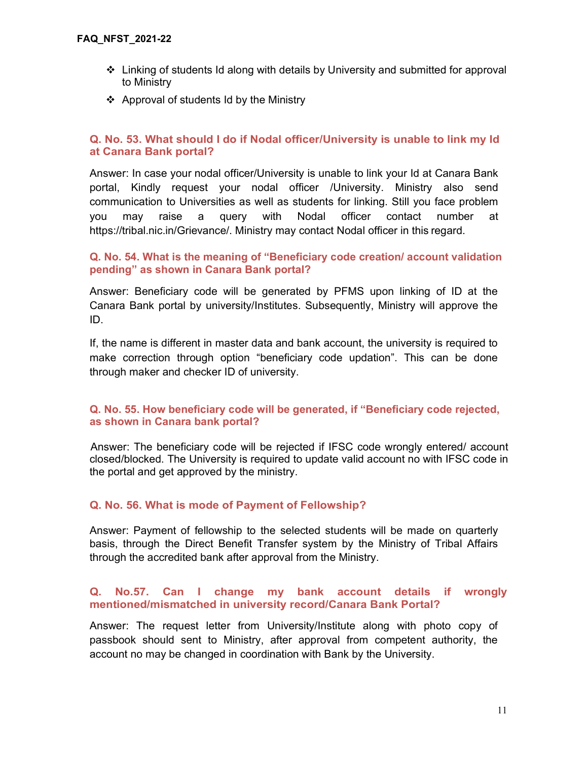- ❖ Linking of students Id along with details by University and submitted for approval to Ministry
- ❖ Approval of students Id by the Ministry

### Q. No. 53. What should I do if Nodal officer/University is unable to link my Id at Canara Bank portal?

Answer: In case your nodal officer/University is unable to link your Id at Canara Bank portal, Kindly request your nodal officer /University. Ministry also send communication to Universities as well as students for linking. Still you face problem you may raise a query with Nodal officer contact number at https://tribal.nic.in/Grievance/. Ministry may contact Nodal officer in this regard.

### Q. No. 54. What is the meaning of "Beneficiary code creation/ account validation pending" as shown in Canara Bank portal?

Answer: Beneficiary code will be generated by PFMS upon linking of ID at the Canara Bank portal by university/Institutes. Subsequently, Ministry will approve the ID.

If, the name is different in master data and bank account, the university is required to make correction through option "beneficiary code updation". This can be done through maker and checker ID of university.

### Q. No. 55. How beneficiary code will be generated, if "Beneficiary code rejected, as shown in Canara bank portal?

Answer: The beneficiary code will be rejected if IFSC code wrongly entered/ account closed/blocked. The University is required to update valid account no with IFSC code in the portal and get approved by the ministry.

### Q. No. 56. What is mode of Payment of Fellowship?

Answer: Payment of fellowship to the selected students will be made on quarterly basis, through the Direct Benefit Transfer system by the Ministry of Tribal Affairs through the accredited bank after approval from the Ministry.

### Q. No.57. Can I change my bank account details if wrongly mentioned/mismatched in university record/Canara Bank Portal?

Answer: The request letter from University/Institute along with photo copy of passbook should sent to Ministry, after approval from competent authority, the account no may be changed in coordination with Bank by the University.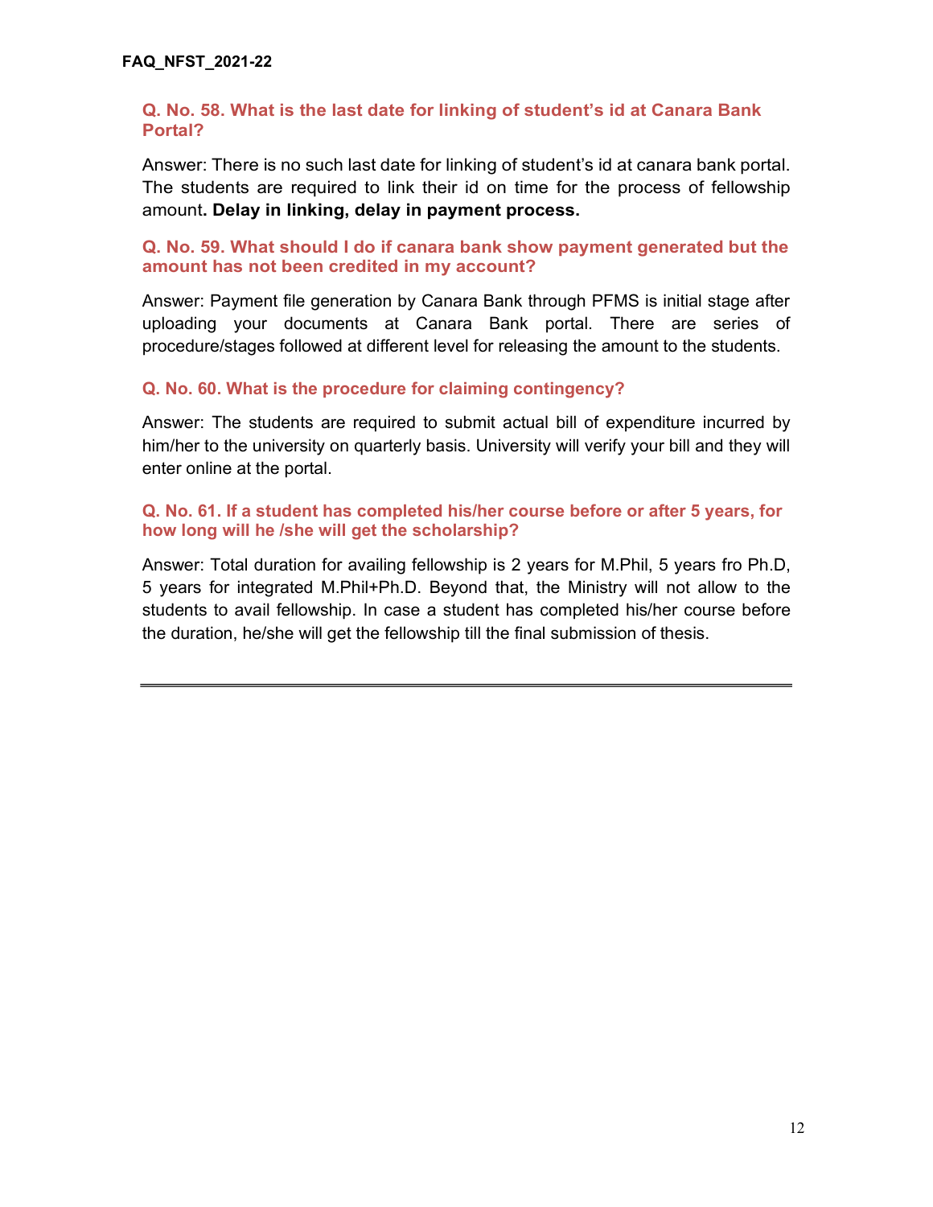### Q. No. 58. What is the last date for linking of student's id at Canara Bank Portal?

Answer: There is no such last date for linking of student's id at canara bank portal. The students are required to link their id on time for the process of fellowship amount**. Delay in linking, delay in payment process.**

### Q. No. 59. What should I do if canara bank show payment generated but the amount has not been credited in my account?

Answer: Payment file generation by Canara Bank through PFMS is initial stage after uploading your documents at Canara Bank portal. There are series of procedure/stages followed at different level for releasing the amount to the students.

### Q. No. 60. What is the procedure for claiming contingency?

Answer: The students are required to submit actual bill of expenditure incurred by him/her to the university on quarterly basis. University will verify your bill and they will enter online at the portal.

### Q. No. 61. If a student has completed his/her course before or after 5 years, for how long will he /she will get the scholarship?

Answer: Total duration for availing fellowship is 2 years for M.Phil, 5 years fro Ph.D, 5 years for integrated M.Phil+Ph.D. Beyond that, the Ministry will not allow to the students to avail fellowship. In case a student has completed his/her course before the duration, he/she will get the fellowship till the final submission of thesis.

---